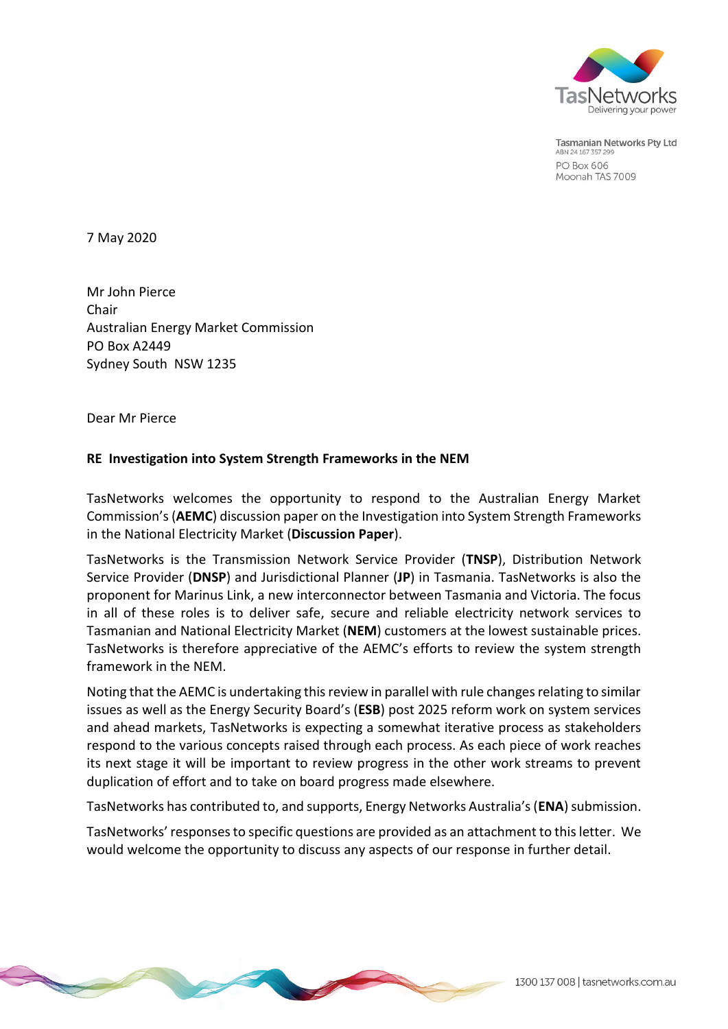Tasmanian Networks Pty Ltd
ABN 24 167 357 299
PO Box 606
Moonah TAS 7009

7 May 2020

Mr John Pierce
Chair
Australian Energy Market Commission
PO Box A2449
Sydney South NSW 1235

Dear Mr Pierce

**RE Investigation into System Strength Frameworks in the NEM**

TasNetworks welcomes the opportunity to respond to the Australian Energy Market Commission's (**AEMC**) discussion paper on the Investigation into System Strength Frameworks in the National Electricity Market (**Discussion Paper**).

TasNetworks is the Transmission Network Service Provider (**TNSP**), Distribution Network Service Provider (**DNSP**) and Jurisdictional Planner (**JP**) in Tasmania. TasNetworks is also the proponent for Marinus Link, a new interconnector between Tasmania and Victoria. The focus in all of these roles is to deliver safe, secure and reliable electricity network services to Tasmanian and National Electricity Market (**NEM**) customers at the lowest sustainable prices. TasNetworks is therefore appreciative of the AEMC's efforts to review the system strength framework in the NEM.

Noting that the AEMC is undertaking this review in parallel with rule changes relating to similar issues as well as the Energy Security Board's (**ESB**) post 2025 reform work on system services and ahead markets, TasNetworks is expecting a somewhat iterative process as stakeholders respond to the various concepts raised through each process. As each piece of work reaches its next stage it will be important to review progress in the other work streams to prevent duplication of effort and to take on board progress made elsewhere.

TasNetworks has contributed to, and supports, Energy Networks Australia's (**ENA**) submission.

TasNetworks' responses to specific questions are provided as an attachment to this letter. We would welcome the opportunity to discuss any aspects of our response in further detail.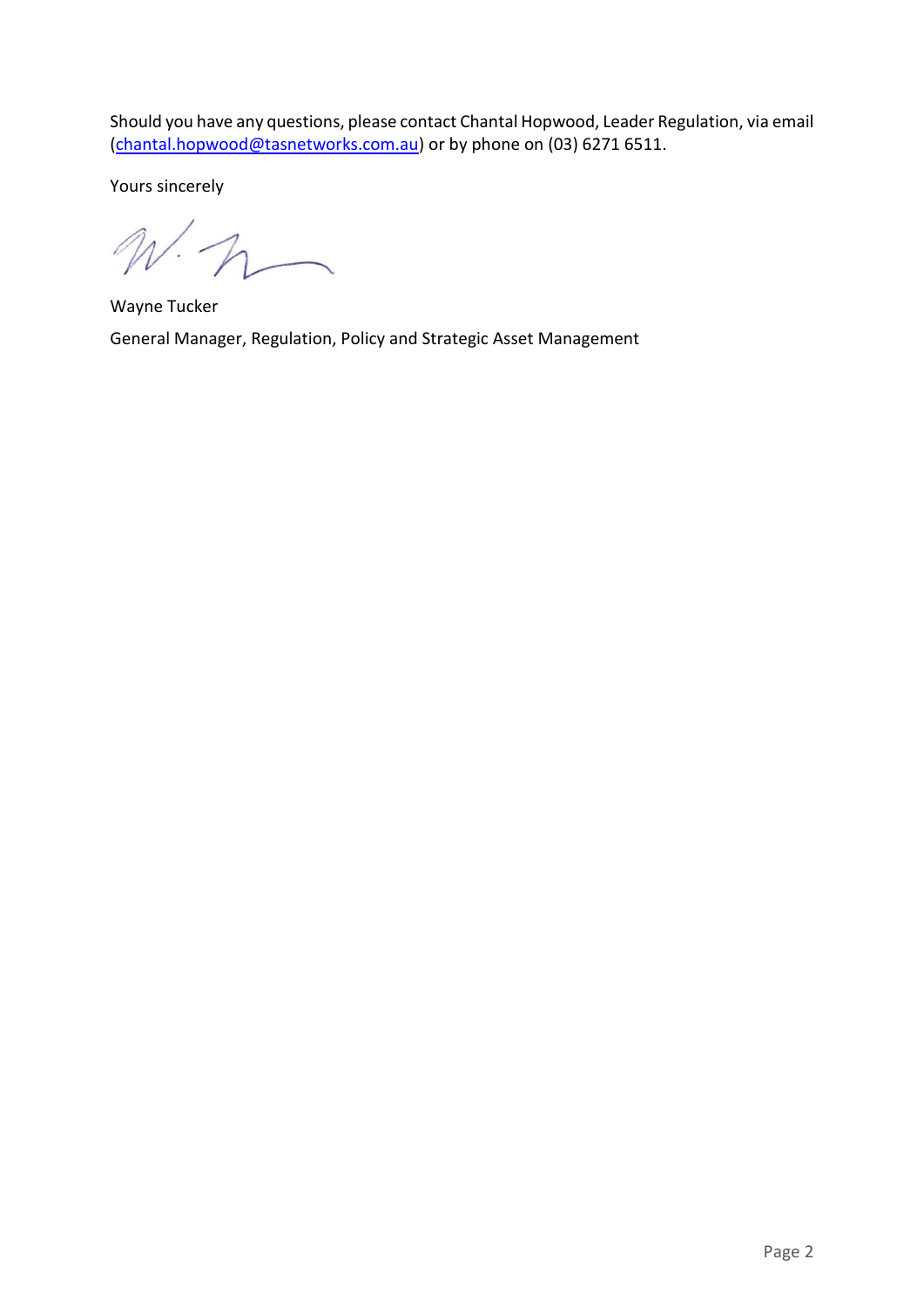Should you have any questions, please contact Chantal Hopwood, Leader Regulation, via email (chantal.hopwood@tasnetworks.com.au) or by phone on (03) 6271 6511.

Yours sincerely

Wayne Tucker

General Manager, Regulation, Policy and Strategic Asset Management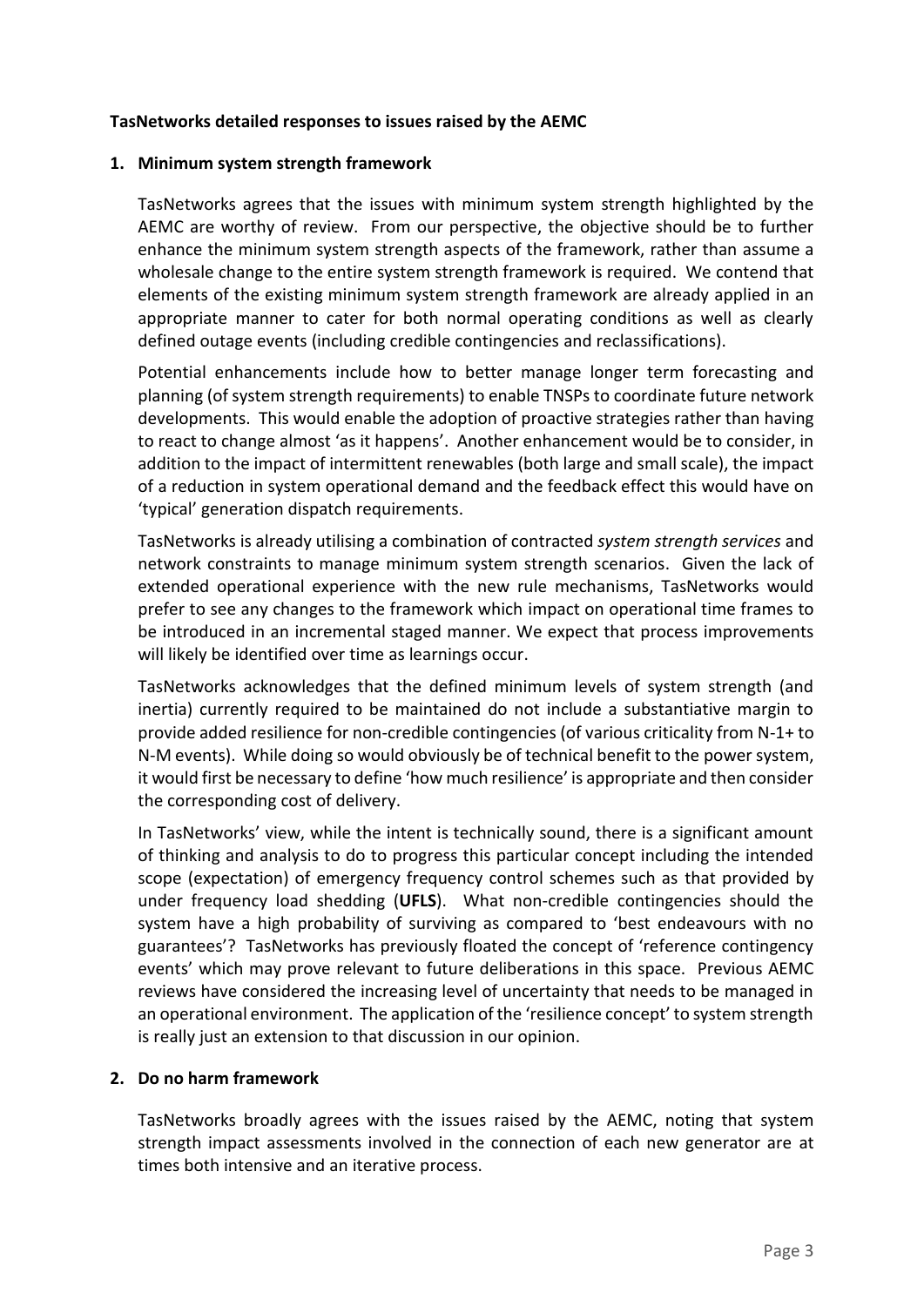**TasNetworks detailed responses to issues raised by the AEMC**

**1. Minimum system strength framework**

TasNetworks agrees that the issues with minimum system strength highlighted by the AEMC are worthy of review. From our perspective, the objective should be to further enhance the minimum system strength aspects of the framework, rather than assume a wholesale change to the entire system strength framework is required. We contend that elements of the existing minimum system strength framework are already applied in an appropriate manner to cater for both normal operating conditions as well as clearly defined outage events (including credible contingencies and reclassifications).

Potential enhancements include how to better manage longer term forecasting and planning (of system strength requirements) to enable TNSPs to coordinate future network developments. This would enable the adoption of proactive strategies rather than having to react to change almost 'as it happens'. Another enhancement would be to consider, in addition to the impact of intermittent renewables (both large and small scale), the impact of a reduction in system operational demand and the feedback effect this would have on 'typical' generation dispatch requirements.

TasNetworks is already utilising a combination of contracted *system strength services* and network constraints to manage minimum system strength scenarios. Given the lack of extended operational experience with the new rule mechanisms, TasNetworks would prefer to see any changes to the framework which impact on operational time frames to be introduced in an incremental staged manner. We expect that process improvements will likely be identified over time as learnings occur.

TasNetworks acknowledges that the defined minimum levels of system strength (and inertia) currently required to be maintained do not include a substantiative margin to provide added resilience for non-credible contingencies (of various criticality from N-1+ to N-M events). While doing so would obviously be of technical benefit to the power system, it would first be necessary to define 'how much resilience' is appropriate and then consider the corresponding cost of delivery.

In TasNetworks' view, while the intent is technically sound, there is a significant amount of thinking and analysis to do to progress this particular concept including the intended scope (expectation) of emergency frequency control schemes such as that provided by under frequency load shedding (**UFLS**). What non-credible contingencies should the system have a high probability of surviving as compared to 'best endeavours with no guarantees'? TasNetworks has previously floated the concept of 'reference contingency events' which may prove relevant to future deliberations in this space. Previous AEMC reviews have considered the increasing level of uncertainty that needs to be managed in an operational environment. The application of the 'resilience concept' to system strength is really just an extension to that discussion in our opinion.

**2. Do no harm framework**

TasNetworks broadly agrees with the issues raised by the AEMC, noting that system strength impact assessments involved in the connection of each new generator are at times both intensive and an iterative process.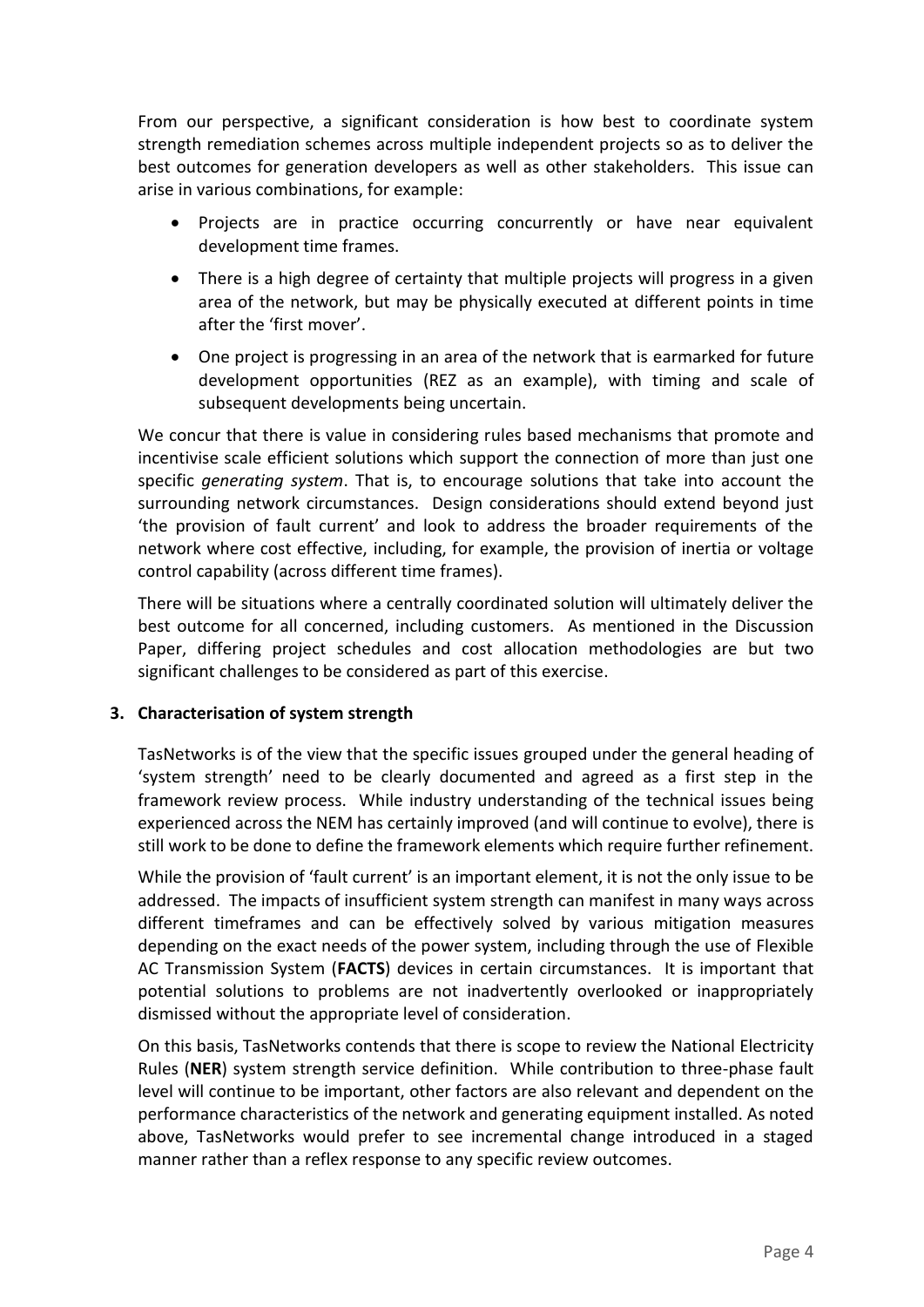From our perspective, a significant consideration is how best to coordinate system strength remediation schemes across multiple independent projects so as to deliver the best outcomes for generation developers as well as other stakeholders. This issue can arise in various combinations, for example:

- Projects are in practice occurring concurrently or have near equivalent development time frames.
- There is a high degree of certainty that multiple projects will progress in a given area of the network, but may be physically executed at different points in time after the 'first mover'.
- One project is progressing in an area of the network that is earmarked for future development opportunities (REZ as an example), with timing and scale of subsequent developments being uncertain.

We concur that there is value in considering rules based mechanisms that promote and incentivise scale efficient solutions which support the connection of more than just one specific *generating system*. That is, to encourage solutions that take into account the surrounding network circumstances. Design considerations should extend beyond just 'the provision of fault current' and look to address the broader requirements of the network where cost effective, including, for example, the provision of inertia or voltage control capability (across different time frames).

There will be situations where a centrally coordinated solution will ultimately deliver the best outcome for all concerned, including customers. As mentioned in the Discussion Paper, differing project schedules and cost allocation methodologies are but two significant challenges to be considered as part of this exercise.

## 3. Characterisation of system strength

TasNetworks is of the view that the specific issues grouped under the general heading of 'system strength' need to be clearly documented and agreed as a first step in the framework review process. While industry understanding of the technical issues being experienced across the NEM has certainly improved (and will continue to evolve), there is still work to be done to define the framework elements which require further refinement.

While the provision of 'fault current' is an important element, it is not the only issue to be addressed. The impacts of insufficient system strength can manifest in many ways across different timeframes and can be effectively solved by various mitigation measures depending on the exact needs of the power system, including through the use of Flexible AC Transmission System (**FACTS**) devices in certain circumstances. It is important that potential solutions to problems are not inadvertently overlooked or inappropriately dismissed without the appropriate level of consideration.

On this basis, TasNetworks contends that there is scope to review the National Electricity Rules (**NER**) system strength service definition. While contribution to three-phase fault level will continue to be important, other factors are also relevant and dependent on the performance characteristics of the network and generating equipment installed. As noted above, TasNetworks would prefer to see incremental change introduced in a staged manner rather than a reflex response to any specific review outcomes.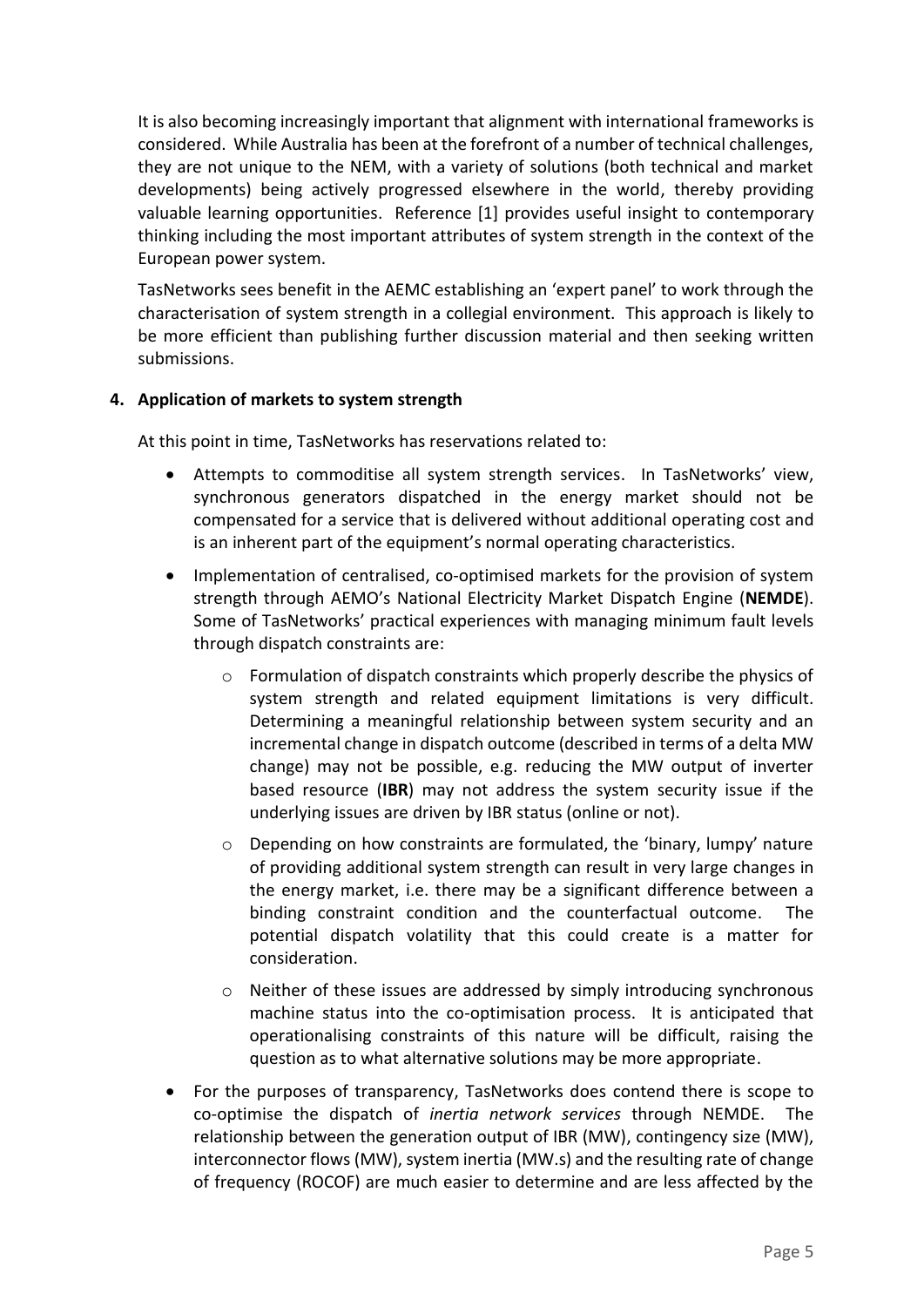It is also becoming increasingly important that alignment with international frameworks is considered. While Australia has been at the forefront of a number of technical challenges, they are not unique to the NEM, with a variety of solutions (both technical and market developments) being actively progressed elsewhere in the world, thereby providing valuable learning opportunities. Reference [1] provides useful insight to contemporary thinking including the most important attributes of system strength in the context of the European power system.

TasNetworks sees benefit in the AEMC establishing an 'expert panel' to work through the characterisation of system strength in a collegial environment. This approach is likely to be more efficient than publishing further discussion material and then seeking written submissions.

**4. Application of markets to system strength**

At this point in time, TasNetworks has reservations related to:

- Attempts to commoditise all system strength services. In TasNetworks' view, synchronous generators dispatched in the energy market should not be compensated for a service that is delivered without additional operating cost and is an inherent part of the equipment's normal operating characteristics.
- Implementation of centralised, co-optimised markets for the provision of system strength through AEMO's National Electricity Market Dispatch Engine (**NEMDE**). Some of TasNetworks' practical experiences with managing minimum fault levels through dispatch constraints are:
  - Formulation of dispatch constraints which properly describe the physics of system strength and related equipment limitations is very difficult. Determining a meaningful relationship between system security and an incremental change in dispatch outcome (described in terms of a delta MW change) may not be possible, e.g. reducing the MW output of inverter based resource (**IBR**) may not address the system security issue if the underlying issues are driven by IBR status (online or not).
  - Depending on how constraints are formulated, the 'binary, lumpy' nature of providing additional system strength can result in very large changes in the energy market, i.e. there may be a significant difference between a binding constraint condition and the counterfactual outcome. The potential dispatch volatility that this could create is a matter for consideration.
  - Neither of these issues are addressed by simply introducing synchronous machine status into the co-optimisation process. It is anticipated that operationalising constraints of this nature will be difficult, raising the question as to what alternative solutions may be more appropriate.
- For the purposes of transparency, TasNetworks does contend there is scope to co-optimise the dispatch of *inertia network services* through NEMDE. The relationship between the generation output of IBR (MW), contingency size (MW), interconnector flows (MW), system inertia (MW.s) and the resulting rate of change of frequency (ROCOF) are much easier to determine and are less affected by the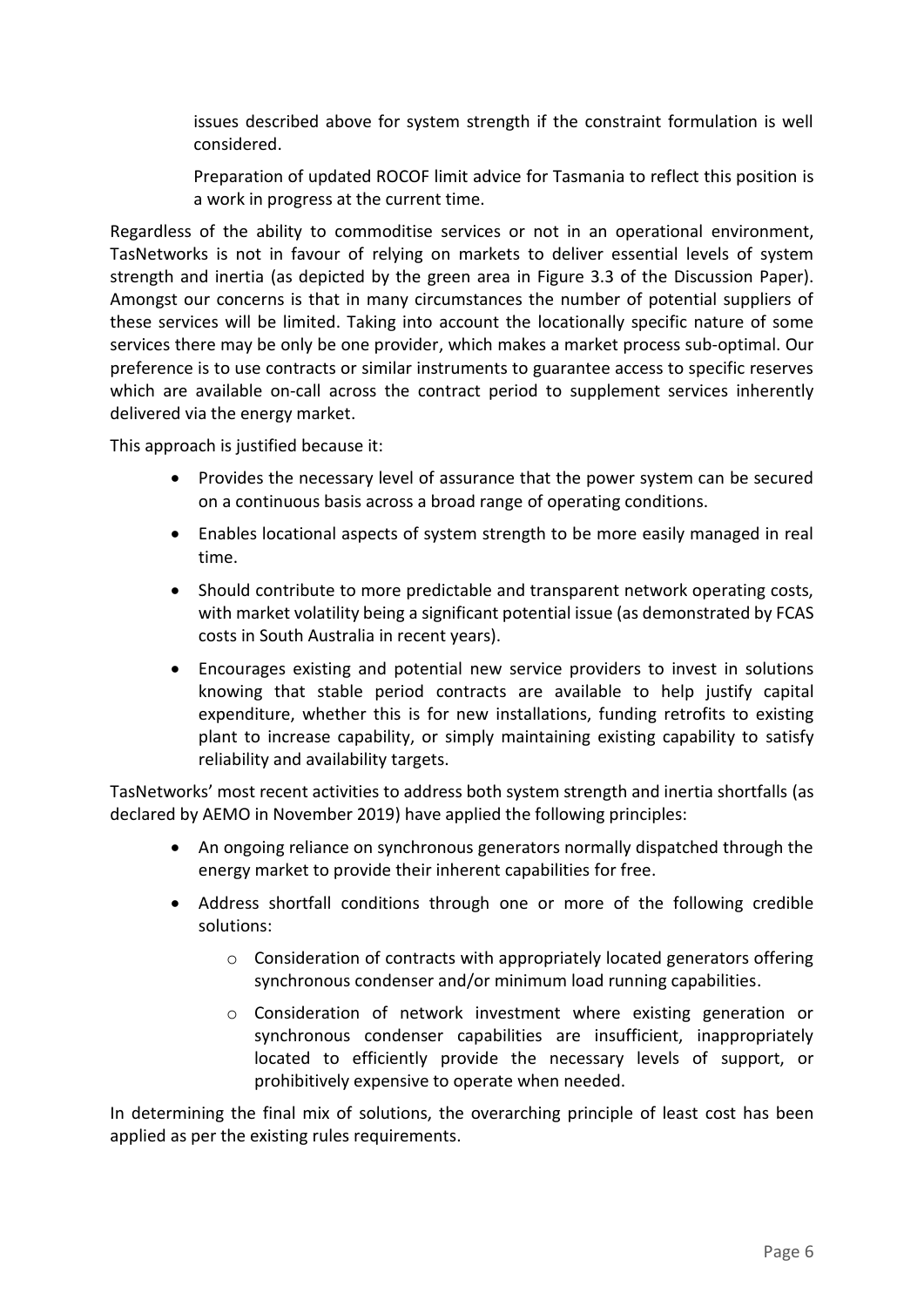issues described above for system strength if the constraint formulation is well considered.

Preparation of updated ROCOF limit advice for Tasmania to reflect this position is a work in progress at the current time.

Regardless of the ability to commoditise services or not in an operational environment, TasNetworks is not in favour of relying on markets to deliver essential levels of system strength and inertia (as depicted by the green area in Figure 3.3 of the Discussion Paper). Amongst our concerns is that in many circumstances the number of potential suppliers of these services will be limited. Taking into account the locationally specific nature of some services there may be only be one provider, which makes a market process sub-optimal. Our preference is to use contracts or similar instruments to guarantee access to specific reserves which are available on-call across the contract period to supplement services inherently delivered via the energy market.

This approach is justified because it:

- Provides the necessary level of assurance that the power system can be secured on a continuous basis across a broad range of operating conditions.
- Enables locational aspects of system strength to be more easily managed in real time.
- Should contribute to more predictable and transparent network operating costs, with market volatility being a significant potential issue (as demonstrated by FCAS costs in South Australia in recent years).
- Encourages existing and potential new service providers to invest in solutions knowing that stable period contracts are available to help justify capital expenditure, whether this is for new installations, funding retrofits to existing plant to increase capability, or simply maintaining existing capability to satisfy reliability and availability targets.

TasNetworks' most recent activities to address both system strength and inertia shortfalls (as declared by AEMO in November 2019) have applied the following principles:

- An ongoing reliance on synchronous generators normally dispatched through the energy market to provide their inherent capabilities for free.
- Address shortfall conditions through one or more of the following credible solutions:
    - Consideration of contracts with appropriately located generators offering synchronous condenser and/or minimum load running capabilities.
    - Consideration of network investment where existing generation or synchronous condenser capabilities are insufficient, inappropriately located to efficiently provide the necessary levels of support, or prohibitively expensive to operate when needed.

In determining the final mix of solutions, the overarching principle of least cost has been applied as per the existing rules requirements.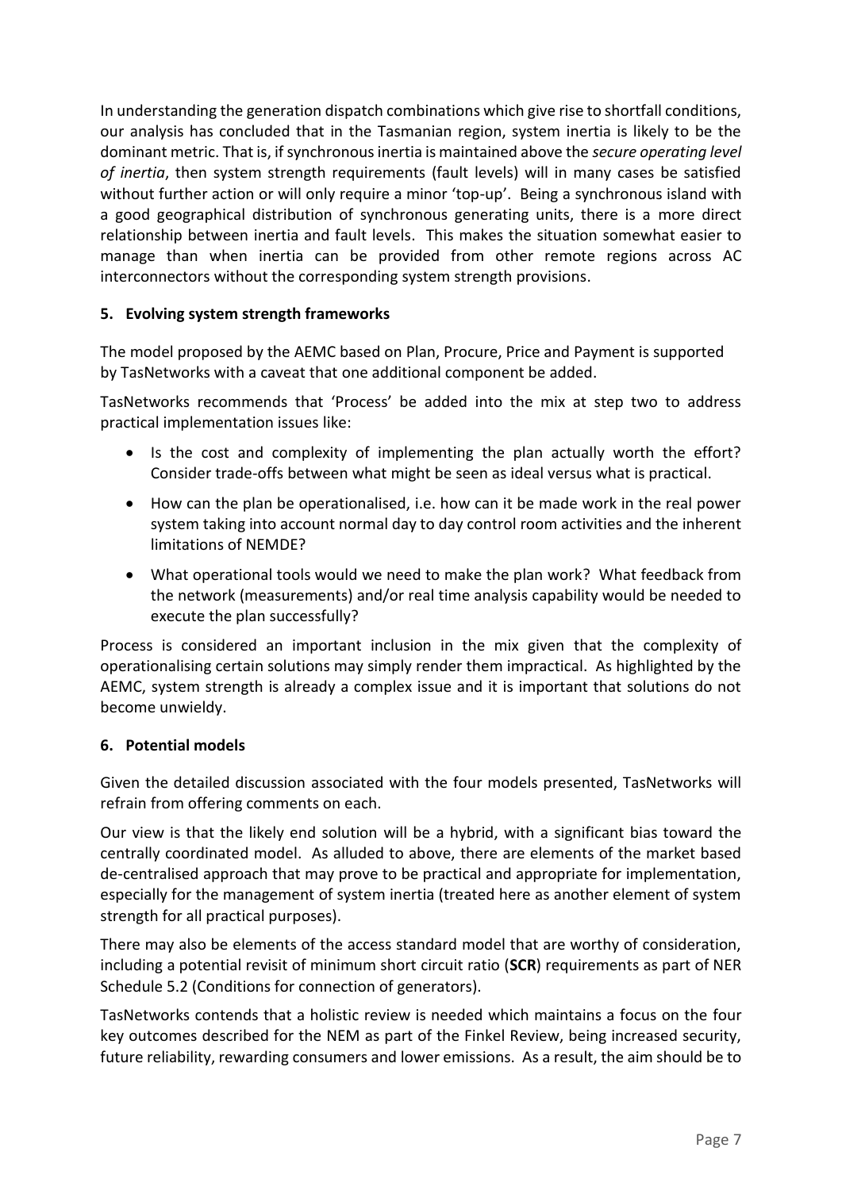In understanding the generation dispatch combinations which give rise to shortfall conditions, our analysis has concluded that in the Tasmanian region, system inertia is likely to be the dominant metric. That is, if synchronous inertia is maintained above the *secure operating level of inertia*, then system strength requirements (fault levels) will in many cases be satisfied without further action or will only require a minor 'top-up'. Being a synchronous island with a good geographical distribution of synchronous generating units, there is a more direct relationship between inertia and fault levels. This makes the situation somewhat easier to manage than when inertia can be provided from other remote regions across AC interconnectors without the corresponding system strength provisions.

## 5. Evolving system strength frameworks

The model proposed by the AEMC based on Plan, Procure, Price and Payment is supported by TasNetworks with a caveat that one additional component be added.

TasNetworks recommends that 'Process' be added into the mix at step two to address practical implementation issues like:

- Is the cost and complexity of implementing the plan actually worth the effort? Consider trade-offs between what might be seen as ideal versus what is practical.
- How can the plan be operationalised, i.e. how can it be made work in the real power system taking into account normal day to day control room activities and the inherent limitations of NEMDE?
- What operational tools would we need to make the plan work? What feedback from the network (measurements) and/or real time analysis capability would be needed to execute the plan successfully?

Process is considered an important inclusion in the mix given that the complexity of operationalising certain solutions may simply render them impractical. As highlighted by the AEMC, system strength is already a complex issue and it is important that solutions do not become unwieldy.

## 6. Potential models

Given the detailed discussion associated with the four models presented, TasNetworks will refrain from offering comments on each.

Our view is that the likely end solution will be a hybrid, with a significant bias toward the centrally coordinated model. As alluded to above, there are elements of the market based de-centralised approach that may prove to be practical and appropriate for implementation, especially for the management of system inertia (treated here as another element of system strength for all practical purposes).

There may also be elements of the access standard model that are worthy of consideration, including a potential revisit of minimum short circuit ratio (**SCR**) requirements as part of NER Schedule 5.2 (Conditions for connection of generators).

TasNetworks contends that a holistic review is needed which maintains a focus on the four key outcomes described for the NEM as part of the Finkel Review, being increased security, future reliability, rewarding consumers and lower emissions. As a result, the aim should be to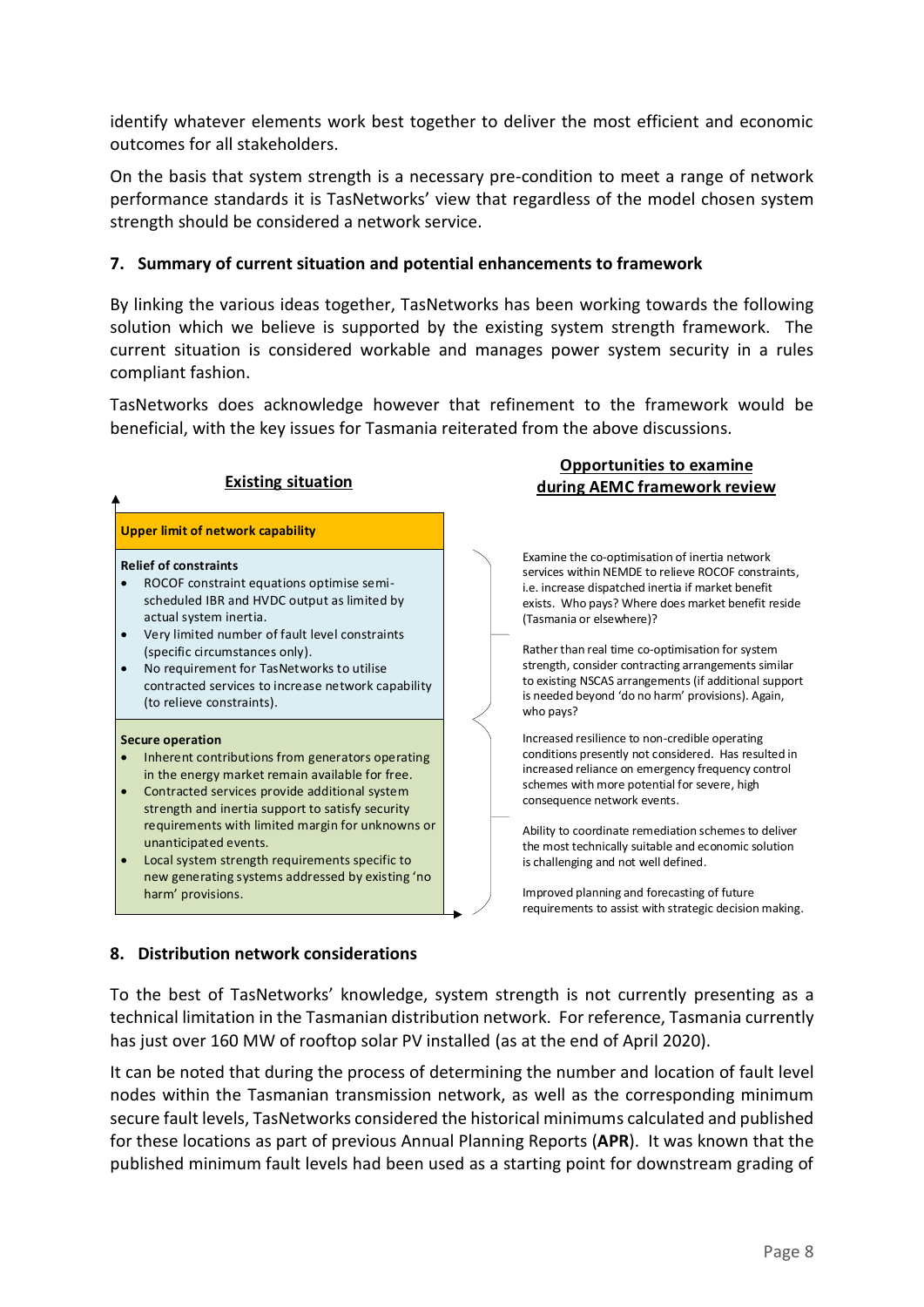identify whatever elements work best together to deliver the most efficient and economic outcomes for all stakeholders.

On the basis that system strength is a necessary pre-condition to meet a range of network performance standards it is TasNetworks' view that regardless of the model chosen system strength should be considered a network service.

## 7. Summary of current situation and potential enhancements to framework

By linking the various ideas together, TasNetworks has been working towards the following solution which we believe is supported by the existing system strength framework. The current situation is considered workable and manages power system security in a rules compliant fashion.

TasNetworks does acknowledge however that refinement to the framework would be beneficial, with the key issues for Tasmania reiterated from the above discussions.

**Existing situation**

**Upper limit of network capability**

**Relief of constraints**

- ROCOF constraint equations optimise semi-scheduled IBR and HVDC output as limited by actual system inertia.
- Very limited number of fault level constraints (specific circumstances only).
- No requirement for TasNetworks to utilise contracted services to increase network capability (to relieve constraints).

**Secure operation**

- Inherent contributions from generators operating in the energy market remain available for free.
- Contracted services provide additional system strength and inertia support to satisfy security requirements with limited margin for unknowns or unanticipated events.
- Local system strength requirements specific to new generating systems addressed by existing 'no harm' provisions.

**Opportunities to examine during AEMC framework review**

Examine the co-optimisation of inertia network services within NEMDE to relieve ROCOF constraints, i.e. increase dispatched inertia if market benefit exists. Who pays? Where does market benefit reside (Tasmania or elsewhere)?

Rather than real time co-optimisation for system strength, consider contracting arrangements similar to existing NSCAS arrangements (if additional support is needed beyond 'do no harm' provisions). Again, who pays?

Increased resilience to non-credible operating conditions presently not considered. Has resulted in increased reliance on emergency frequency control schemes with more potential for severe, high consequence network events.

Ability to coordinate remediation schemes to deliver the most technically suitable and economic solution is challenging and not well defined.

Improved planning and forecasting of future requirements to assist with strategic decision making.

## 8. Distribution network considerations

To the best of TasNetworks' knowledge, system strength is not currently presenting as a technical limitation in the Tasmanian distribution network. For reference, Tasmania currently has just over 160 MW of rooftop solar PV installed (as at the end of April 2020).

It can be noted that during the process of determining the number and location of fault level nodes within the Tasmanian transmission network, as well as the corresponding minimum secure fault levels, TasNetworks considered the historical minimums calculated and published for these locations as part of previous Annual Planning Reports (**APR**). It was known that the published minimum fault levels had been used as a starting point for downstream grading of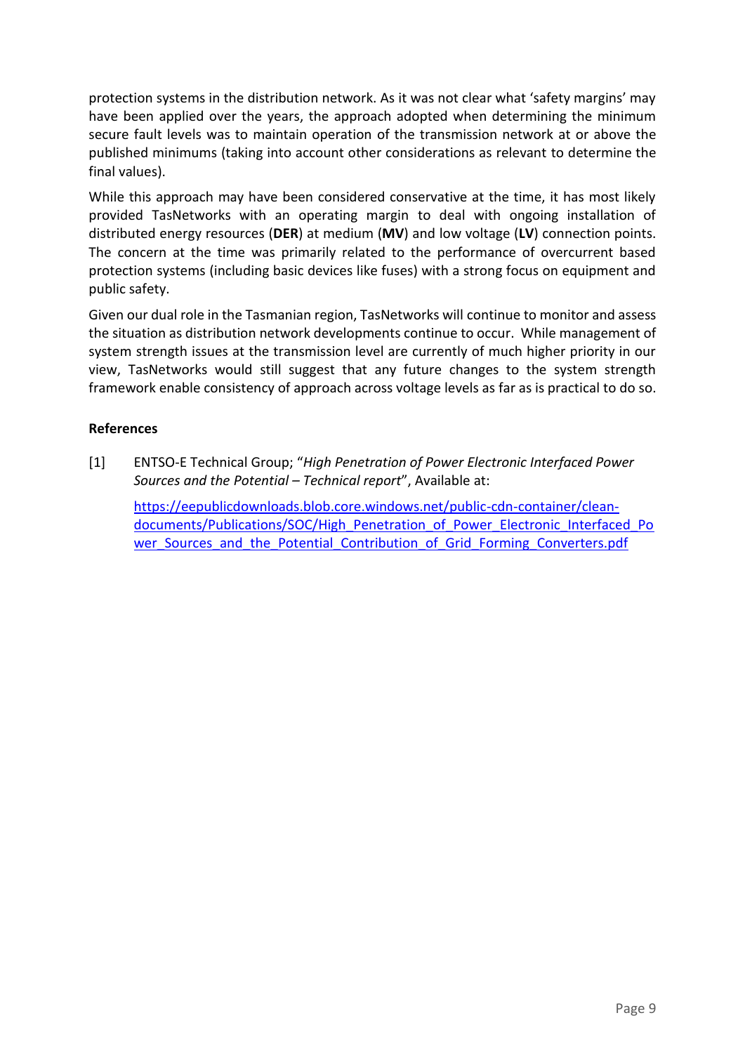protection systems in the distribution network. As it was not clear what 'safety margins' may have been applied over the years, the approach adopted when determining the minimum secure fault levels was to maintain operation of the transmission network at or above the published minimums (taking into account other considerations as relevant to determine the final values).

While this approach may have been considered conservative at the time, it has most likely provided TasNetworks with an operating margin to deal with ongoing installation of distributed energy resources (**DER**) at medium (**MV**) and low voltage (**LV**) connection points. The concern at the time was primarily related to the performance of overcurrent based protection systems (including basic devices like fuses) with a strong focus on equipment and public safety.

Given our dual role in the Tasmanian region, TasNetworks will continue to monitor and assess the situation as distribution network developments continue to occur. While management of system strength issues at the transmission level are currently of much higher priority in our view, TasNetworks would still suggest that any future changes to the system strength framework enable consistency of approach across voltage levels as far as is practical to do so.

**References**

[1] ENTSO-E Technical Group; "*High Penetration of Power Electronic Interfaced Power Sources and the Potential – Technical report*", Available at:

[https://eepublicdownloads.blob.core.windows.net/public-cdn-container/clean-documents/Publications/SOC/High_Penetration_of_Power_Electronic_Interfaced_Power_Sources_and_the_Potential_Contribution_of_Grid_Forming_Converters.pdf](https://eepublicdownloads.blob.core.windows.net/public-cdn-container/clean-documents/Publications/SOC/High_Penetration_of_Power_Electronic_Interfaced_Power_Sources_and_the_Potential_Contribution_of_Grid_Forming_Converters.pdf)